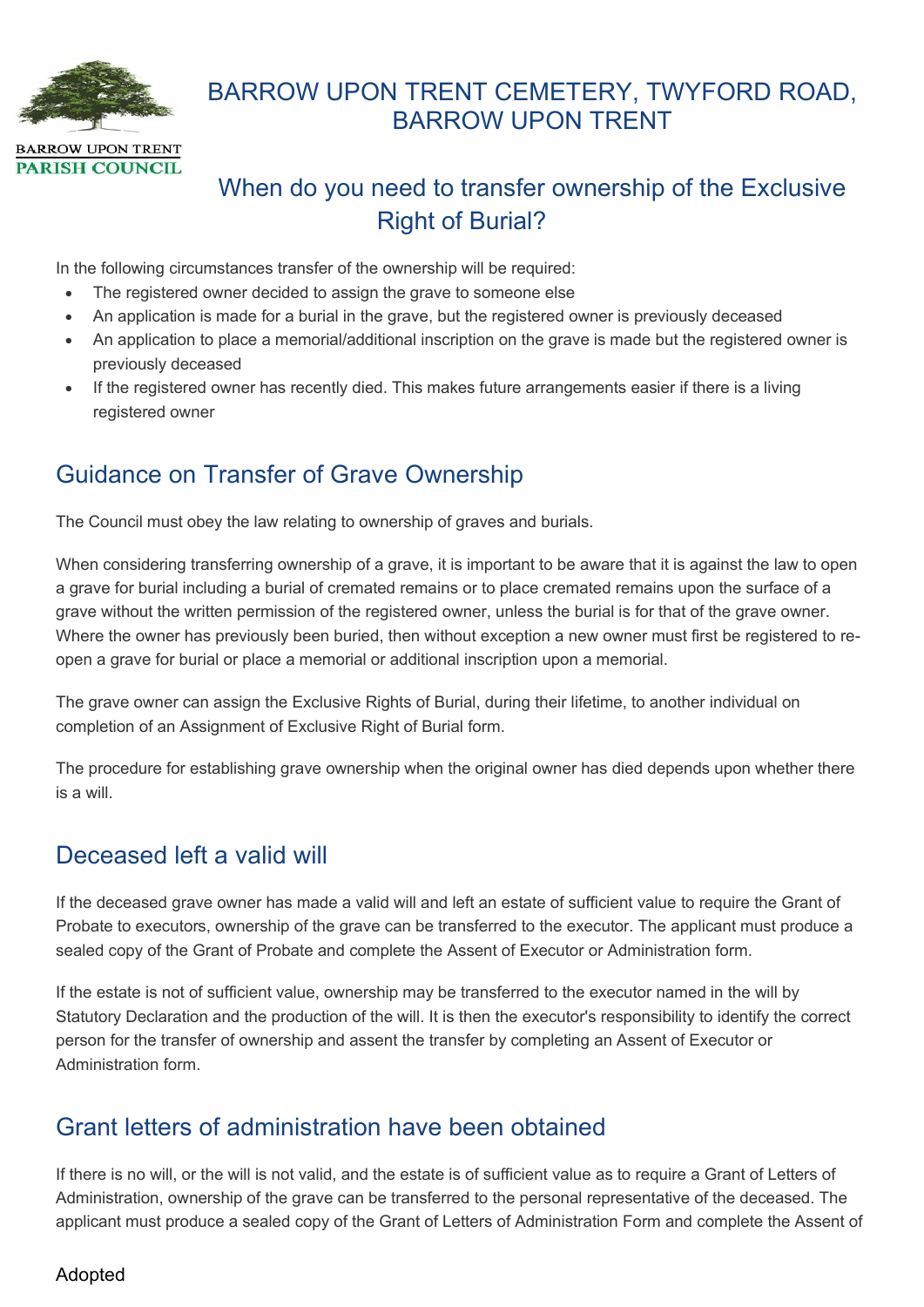BARROW UPON TRENT PARISH COUNCIL

# BARROW UPON TRENT CEMETERY, TWYFORD ROAD, BARROW UPON TRENT

## When do you need to transfer ownership of the Exclusive Right of Burial?

In the following circumstances transfer of the ownership will be required:

- The registered owner decided to assign the grave to someone else
- An application is made for a burial in the grave, but the registered owner is previously deceased
- An application to place a memorial/additional inscription on the grave is made but the registered owner is previously deceased
- If the registered owner has recently died. This makes future arrangements easier if there is a living registered owner

## Guidance on Transfer of Grave Ownership

The Council must obey the law relating to ownership of graves and burials.

When considering transferring ownership of a grave, it is important to be aware that it is against the law to open a grave for burial including a burial of cremated remains or to place cremated remains upon the surface of a grave without the written permission of the registered owner, unless the burial is for that of the grave owner. Where the owner has previously been buried, then without exception a new owner must first be registered to re-open a grave for burial or place a memorial or additional inscription upon a memorial.

The grave owner can assign the Exclusive Rights of Burial, during their lifetime, to another individual on completion of an Assignment of Exclusive Right of Burial form.

The procedure for establishing grave ownership when the original owner has died depends upon whether there is a will.

## Deceased left a valid will

If the deceased grave owner has made a valid will and left an estate of sufficient value to require the Grant of Probate to executors, ownership of the grave can be transferred to the executor. The applicant must produce a sealed copy of the Grant of Probate and complete the Assent of Executor or Administration form.

If the estate is not of sufficient value, ownership may be transferred to the executor named in the will by Statutory Declaration and the production of the will. It is then the executor's responsibility to identify the correct person for the transfer of ownership and assent the transfer by completing an Assent of Executor or Administration form.

## Grant letters of administration have been obtained

If there is no will, or the will is not valid, and the estate is of sufficient value as to require a Grant of Letters of Administration, ownership of the grave can be transferred to the personal representative of the deceased. The applicant must produce a sealed copy of the Grant of Letters of Administration Form and complete the Assent of

Adopted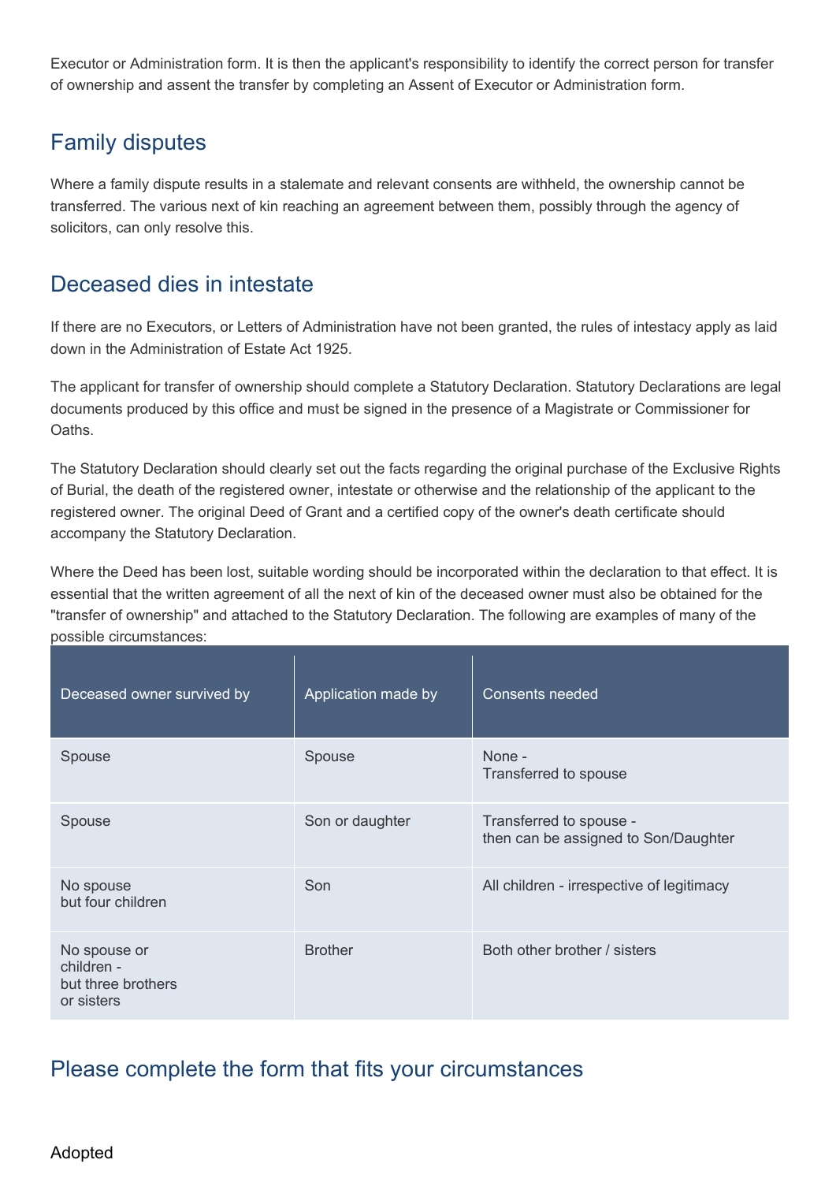Executor or Administration form. It is then the applicant's responsibility to identify the correct person for transfer of ownership and assent the transfer by completing an Assent of Executor or Administration form.

## Family disputes

Where a family dispute results in a stalemate and relevant consents are withheld, the ownership cannot be transferred. The various next of kin reaching an agreement between them, possibly through the agency of solicitors, can only resolve this.

## Deceased dies in intestate

If there are no Executors, or Letters of Administration have not been granted, the rules of intestacy apply as laid down in the Administration of Estate Act 1925.

The applicant for transfer of ownership should complete a Statutory Declaration. Statutory Declarations are legal documents produced by this office and must be signed in the presence of a Magistrate or Commissioner for Oaths.

The Statutory Declaration should clearly set out the facts regarding the original purchase of the Exclusive Rights of Burial, the death of the registered owner, intestate or otherwise and the relationship of the applicant to the registered owner. The original Deed of Grant and a certified copy of the owner's death certificate should accompany the Statutory Declaration.

Where the Deed has been lost, suitable wording should be incorporated within the declaration to that effect. It is essential that the written agreement of all the next of kin of the deceased owner must also be obtained for the "transfer of ownership" and attached to the Statutory Declaration. The following are examples of many of the possible circumstances:

| Deceased owner survived by | Application made by | Consents needed |
| --- | --- | --- |
| Spouse | Spouse | None - Transferred to spouse |
| Spouse | Son or daughter | Transferred to spouse - then can be assigned to Son/Daughter |
| No spouse but four children | Son | All children - irrespective of legitimacy |
| No spouse or children - but three brothers or sisters | Brother | Both other brother / sisters |

## Please complete the form that fits your circumstances

Adopted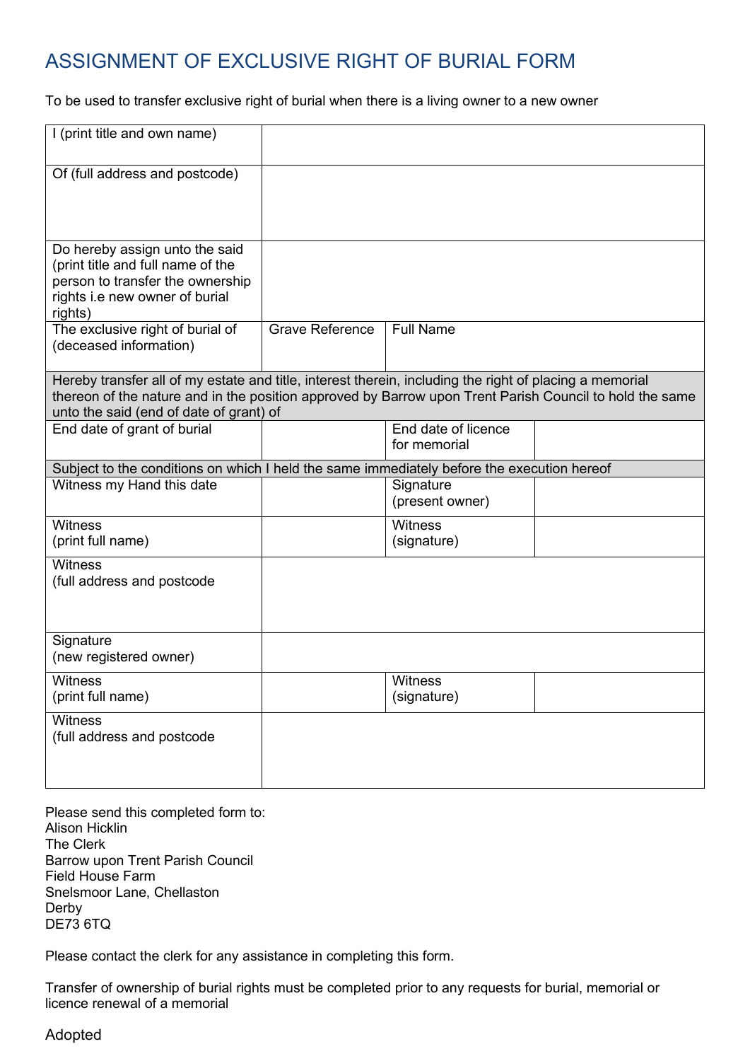# ASSIGNMENT OF EXCLUSIVE RIGHT OF BURIAL FORM

To be used to transfer exclusive right of burial when there is a living owner to a new owner

| | | | |
|---|---|---|---|
| I (print title and own name) | | | |
| Of (full address and postcode) | | | |
| Do hereby assign unto the said (print title and full name of the person to transfer the ownership rights i.e new owner of burial rights) | | | |
| The exclusive right of burial of (deceased information) | Grave Reference | Full Name | |
| Hereby transfer all of my estate and title, interest therein, including the right of placing a memorial thereon of the nature and in the position approved by Barrow upon Trent Parish Council to hold the same unto the said (end of date of grant) of | | | |
| End date of grant of burial | | End date of licence for memorial | |
| Subject to the conditions on which I held the same immediately before the execution hereof | | | |
| Witness my Hand this date | | Signature (present owner) | |
| Witness (print full name) | | Witness (signature) | |
| Witness (full address and postcode | | | |
| Signature (new registered owner) | | | |
| Witness (print full name) | | Witness (signature) | |
| Witness (full address and postcode | | | |

Please send this completed form to:
Alison Hicklin
The Clerk
Barrow upon Trent Parish Council
Field House Farm
Snelsmoor Lane, Chellaston
Derby
DE73 6TQ

Please contact the clerk for any assistance in completing this form.

Transfer of ownership of burial rights must be completed prior to any requests for burial, memorial or licence renewal of a memorial

Adopted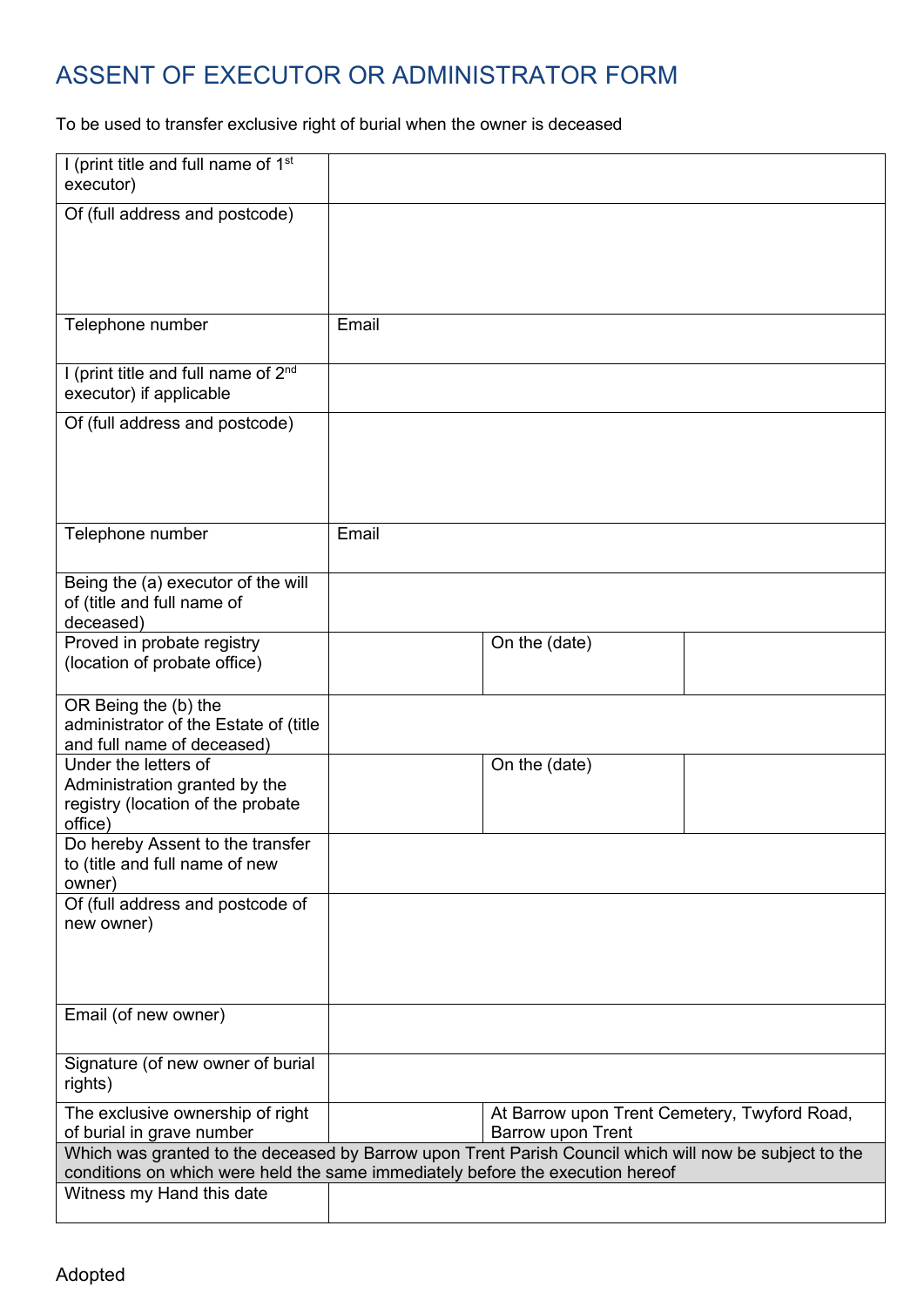# ASSENT OF EXECUTOR OR ADMINISTRATOR FORM

To be used to transfer exclusive right of burial when the owner is deceased

| | | | |
|---|---|---|---|
| I (print title and full name of 1st executor) | | | |
| Of (full address and postcode) | | | |
| Telephone number | Email | | |
| I (print title and full name of 2nd executor) if applicable | | | |
| Of (full address and postcode) | | | |
| Telephone number | Email | | |
| Being the (a) executor of the will of (title and full name of deceased) | | | |
| Proved in probate registry (location of probate office) | | On the (date) | |
| OR Being the (b) the administrator of the Estate of (title and full name of deceased) | | | |
| Under the letters of Administration granted by the registry (location of the probate office) | | On the (date) | |
| Do hereby Assent to the transfer to (title and full name of new owner) | | | |
| Of (full address and postcode of new owner) | | | |
| Email (of new owner) | | | |
| Signature (of new owner of burial rights) | | | |
| The exclusive ownership of right of burial in grave number | | At Barrow upon Trent Cemetery, Twyford Road, Barrow upon Trent | |
| Which was granted to the deceased by Barrow upon Trent Parish Council which will now be subject to the conditions on which were held the same immediately before the execution hereof | | | |
| Witness my Hand this date | | | |

Adopted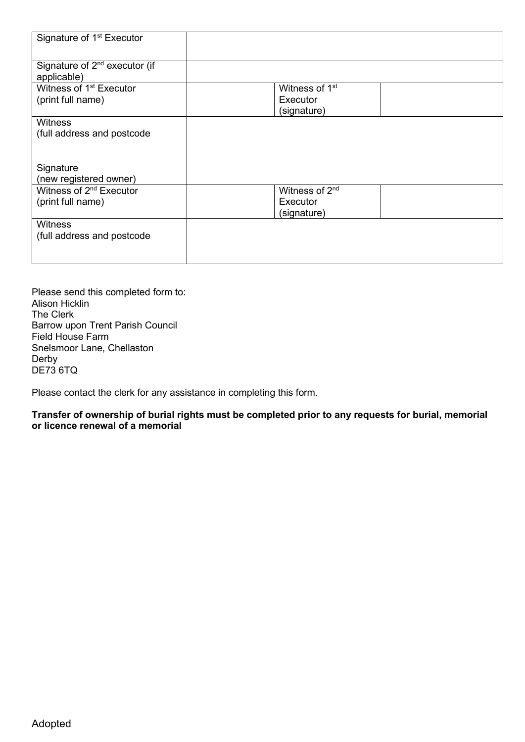| | | | |
|---|---|---|---|
| Signature of 1st Executor | | | |
| Signature of 2nd executor (if applicable) | | | |
| Witness of 1st Executor (print full name) | | Witness of 1st Executor (signature) | |
| Witness (full address and postcode | | | |
| Signature (new registered owner) | | | |
| Witness of 2nd Executor (print full name) | | Witness of 2nd Executor (signature) | |
| Witness (full address and postcode | | | |

Please send this completed form to:
Alison Hicklin
The Clerk
Barrow upon Trent Parish Council
Field House Farm
Snelsmoor Lane, Chellaston
Derby
DE73 6TQ

Please contact the clerk for any assistance in completing this form.

**Transfer of ownership of burial rights must be completed prior to any requests for burial, memorial or licence renewal of a memorial**

Adopted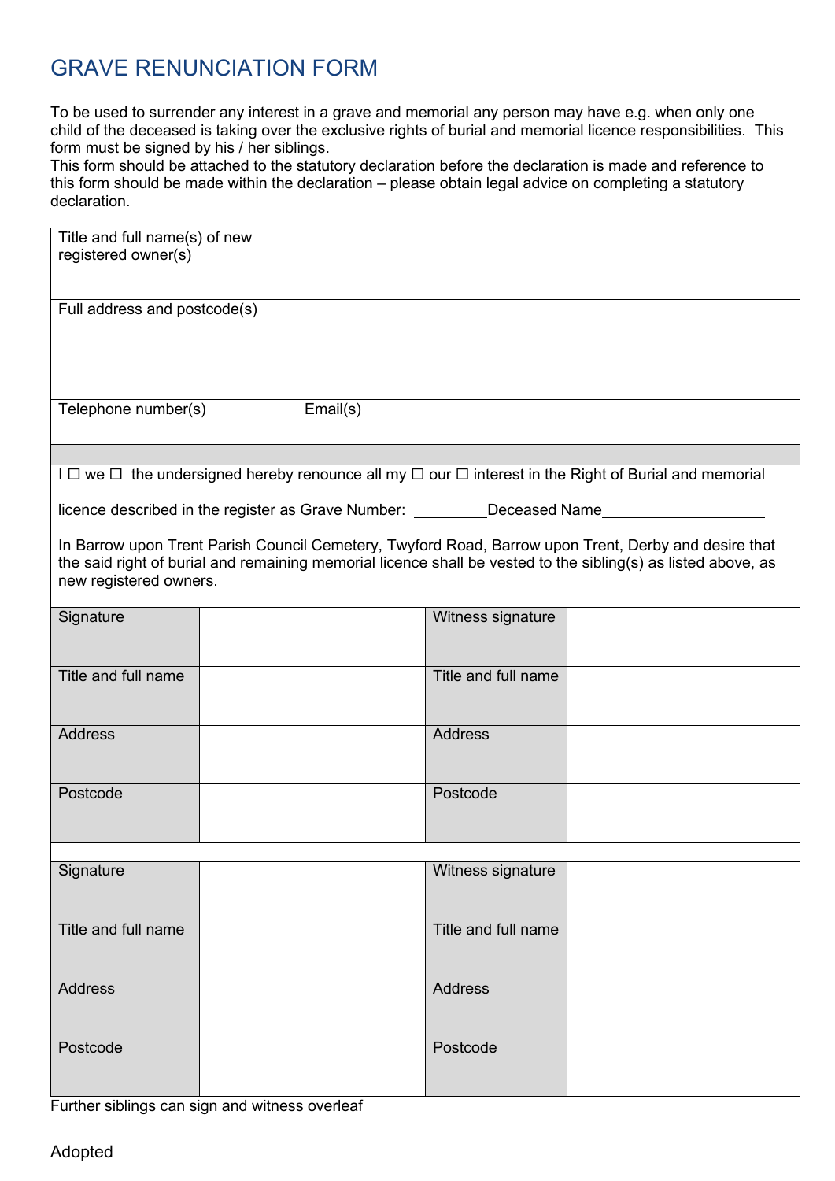# GRAVE RENUNCIATION FORM

To be used to surrender any interest in a grave and memorial any person may have e.g. when only one child of the deceased is taking over the exclusive rights of burial and memorial licence responsibilities. This form must be signed by his / her siblings.
This form should be attached to the statutory declaration before the declaration is made and reference to this form should be made within the declaration – please obtain legal advice on completing a statutory declaration.

| Title and full name(s) of new registered owner(s) | |
|---|---|
| Full address and postcode(s) | |
| Telephone number(s) | Email(s) |

I ☐ we ☐ the undersigned hereby renounce all my ☐ our ☐ interest in the Right of Burial and memorial

licence described in the register as Grave Number: \_\_\_\_\_\_\_\_\_Deceased Name\_\_\_\_\_\_\_\_\_\_\_\_\_\_\_\_\_\_\_\_

In Barrow upon Trent Parish Council Cemetery, Twyford Road, Barrow upon Trent, Derby and desire that the said right of burial and remaining memorial licence shall be vested to the sibling(s) as listed above, as new registered owners.

| Signature | | Witness signature | |
|---|---|---|---|
| Title and full name | | Title and full name | |
| Address | | Address | |
| Postcode | | Postcode | |

| Signature | | Witness signature | |
|---|---|---|---|
| Title and full name | | Title and full name | |
| Address | | Address | |
| Postcode | | Postcode | |

Further siblings can sign and witness overleaf

Adopted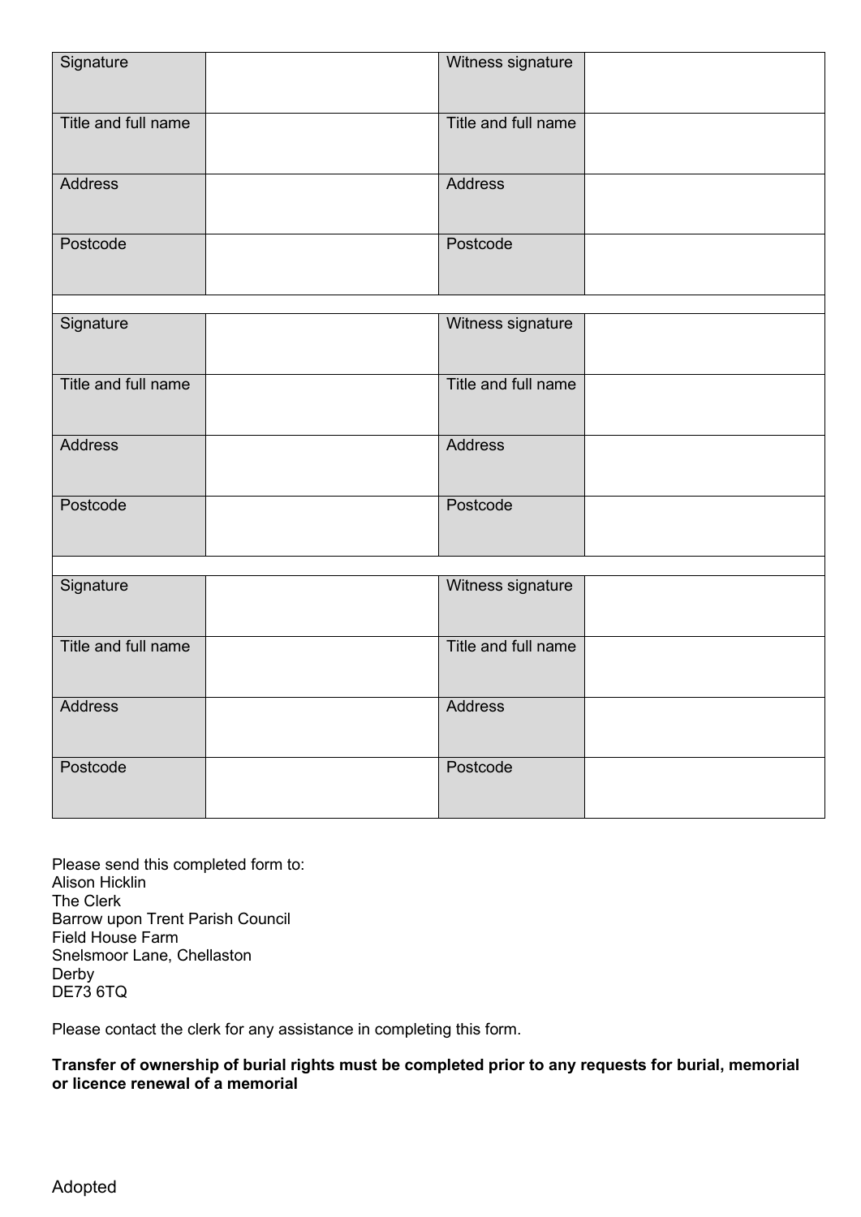| | | | |
|---|---|---|---|
| Signature | | Witness signature | |
| Title and full name | | Title and full name | |
| Address | | Address | |
| Postcode | | Postcode | |

| | | | |
|---|---|---|---|
| Signature | | Witness signature | |
| Title and full name | | Title and full name | |
| Address | | Address | |
| Postcode | | Postcode | |

| | | | |
|---|---|---|---|
| Signature | | Witness signature | |
| Title and full name | | Title and full name | |
| Address | | Address | |
| Postcode | | Postcode | |

Please send this completed form to:
Alison Hicklin
The Clerk
Barrow upon Trent Parish Council
Field House Farm
Snelsmoor Lane, Chellaston
Derby
DE73 6TQ

Please contact the clerk for any assistance in completing this form.

**Transfer of ownership of burial rights must be completed prior to any requests for burial, memorial or licence renewal of a memorial**

Adopted